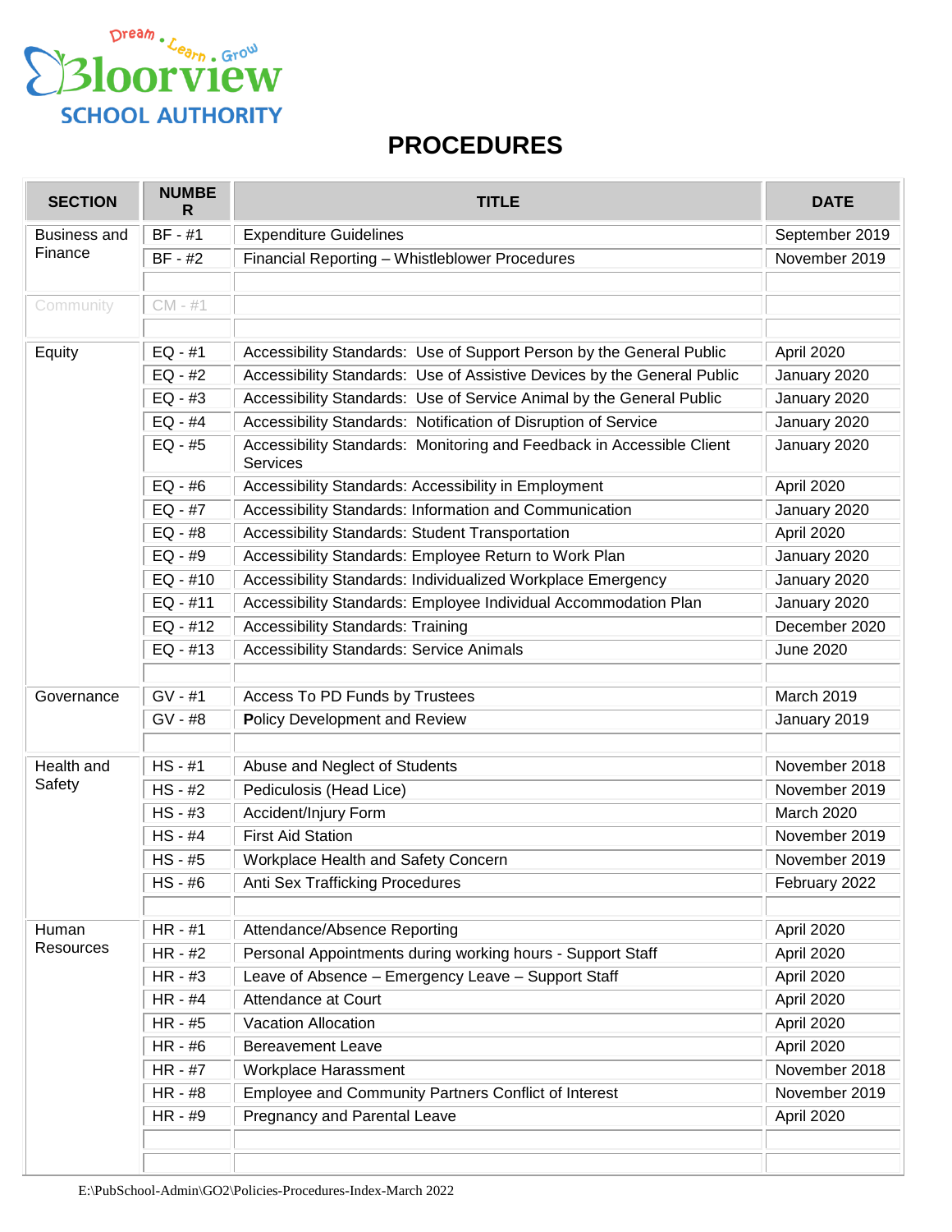Dream • Learn • Grow
Bloorview
SCHOOL AUTHORITY

# PROCEDURES

| SECTION | NUMBER | TITLE | DATE |
|---|---|---|---|
| Business and Finance | BF - #1 | Expenditure Guidelines | September 2019 |
| | BF - #2 | Financial Reporting – Whistleblower Procedures | November 2019 |
| | | | |
| Community | CM - #1 | | |
| | | | |
| Equity | EQ - #1 | Accessibility Standards: Use of Support Person by the General Public | April 2020 |
| | EQ - #2 | Accessibility Standards: Use of Assistive Devices by the General Public | January 2020 |
| | EQ - #3 | Accessibility Standards: Use of Service Animal by the General Public | January 2020 |
| | EQ - #4 | Accessibility Standards: Notification of Disruption of Service | January 2020 |
| | EQ - #5 | Accessibility Standards: Monitoring and Feedback in Accessible Client Services | January 2020 |
| | EQ - #6 | Accessibility Standards: Accessibility in Employment | April 2020 |
| | EQ - #7 | Accessibility Standards: Information and Communication | January 2020 |
| | EQ - #8 | Accessibility Standards: Student Transportation | April 2020 |
| | EQ - #9 | Accessibility Standards: Employee Return to Work Plan | January 2020 |
| | EQ - #10 | Accessibility Standards: Individualized Workplace Emergency | January 2020 |
| | EQ - #11 | Accessibility Standards: Employee Individual Accommodation Plan | January 2020 |
| | EQ - #12 | Accessibility Standards: Training | December 2020 |
| | EQ - #13 | Accessibility Standards: Service Animals | June 2020 |
| | | | |
| Governance | GV - #1 | Access To PD Funds by Trustees | March 2019 |
| | GV - #8 | Policy Development and Review | January 2019 |
| | | | |
| Health and Safety | HS - #1 | Abuse and Neglect of Students | November 2018 |
| | HS - #2 | Pediculosis (Head Lice) | November 2019 |
| | HS - #3 | Accident/Injury Form | March 2020 |
| | HS - #4 | First Aid Station | November 2019 |
| | HS - #5 | Workplace Health and Safety Concern | November 2019 |
| | HS - #6 | Anti Sex Trafficking Procedures | February 2022 |
| | | | |
| Human Resources | HR - #1 | Attendance/Absence Reporting | April 2020 |
| | HR - #2 | Personal Appointments during working hours - Support Staff | April 2020 |
| | HR - #3 | Leave of Absence – Emergency Leave – Support Staff | April 2020 |
| | HR - #4 | Attendance at Court | April 2020 |
| | HR - #5 | Vacation Allocation | April 2020 |
| | HR - #6 | Bereavement Leave | April 2020 |
| | HR - #7 | Workplace Harassment | November 2018 |
| | HR - #8 | Employee and Community Partners Conflict of Interest | November 2019 |
| | HR - #9 | Pregnancy and Parental Leave | April 2020 |
| | | | |
| | | | |

E:\PubSchool-Admin\GO2\Policies-Procedures-Index-March 2022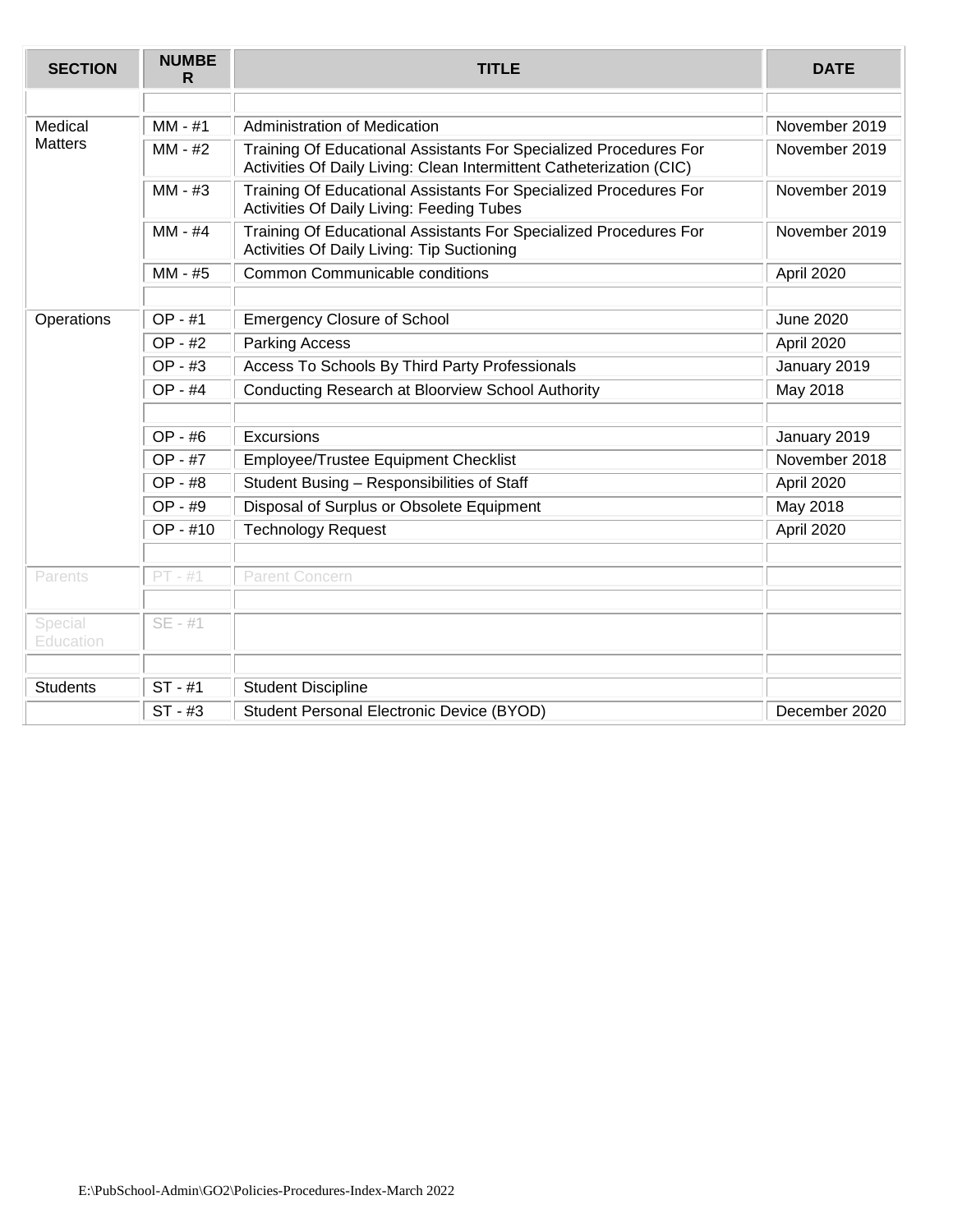| SECTION | NUMBER | TITLE | DATE |
|---|---|---|---|
| | | | |
| Medical Matters | MM - #1 | Administration of Medication | November 2019 |
| | MM - #2 | Training Of Educational Assistants For Specialized Procedures For Activities Of Daily Living: Clean Intermittent Catheterization (CIC) | November 2019 |
| | MM - #3 | Training Of Educational Assistants For Specialized Procedures For Activities Of Daily Living: Feeding Tubes | November 2019 |
| | MM - #4 | Training Of Educational Assistants For Specialized Procedures For Activities Of Daily Living: Tip Suctioning | November 2019 |
| | MM - #5 | Common Communicable conditions | April 2020 |
| | | | |
| Operations | OP - #1 | Emergency Closure of School | June 2020 |
| | OP - #2 | Parking Access | April 2020 |
| | OP - #3 | Access To Schools By Third Party Professionals | January 2019 |
| | OP - #4 | Conducting Research at Bloorview School Authority | May 2018 |
| | | | |
| | OP - #6 | Excursions | January 2019 |
| | OP - #7 | Employee/Trustee Equipment Checklist | November 2018 |
| | OP - #8 | Student Busing – Responsibilities of Staff | April 2020 |
| | OP - #9 | Disposal of Surplus or Obsolete Equipment | May 2018 |
| | OP - #10 | Technology Request | April 2020 |
| | | | |
| Parents | PT - #1 | Parent Concern | |
| | | | |
| Special Education | SE - #1 | | |
| | | | |
| Students | ST - #1 | Student Discipline | |
| | ST - #3 | Student Personal Electronic Device (BYOD) | December 2020 |

E:\PubSchool-Admin\GO2\Policies-Procedures-Index-March 2022